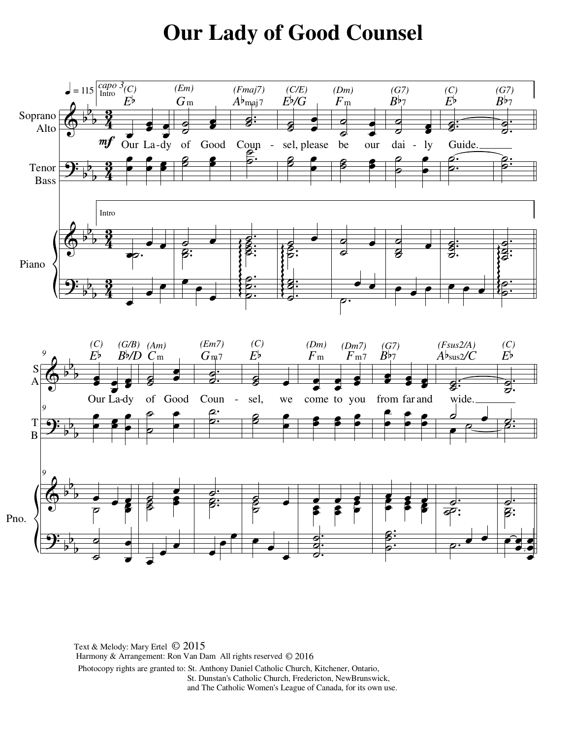# Our Lady of Good Counsel

Text & Melody: Mary Ertel © 2015
Harmony & Arrangement: Ron Van Dam All rights reserved © 2016

Photocopy rights are granted to: St. Anthony Daniel Catholic Church, Kitchener, Ontario,
St. Dunstan's Catholic Church, Fredericton, NewBrunswick,
and The Catholic Women's League of Canada, for its own use.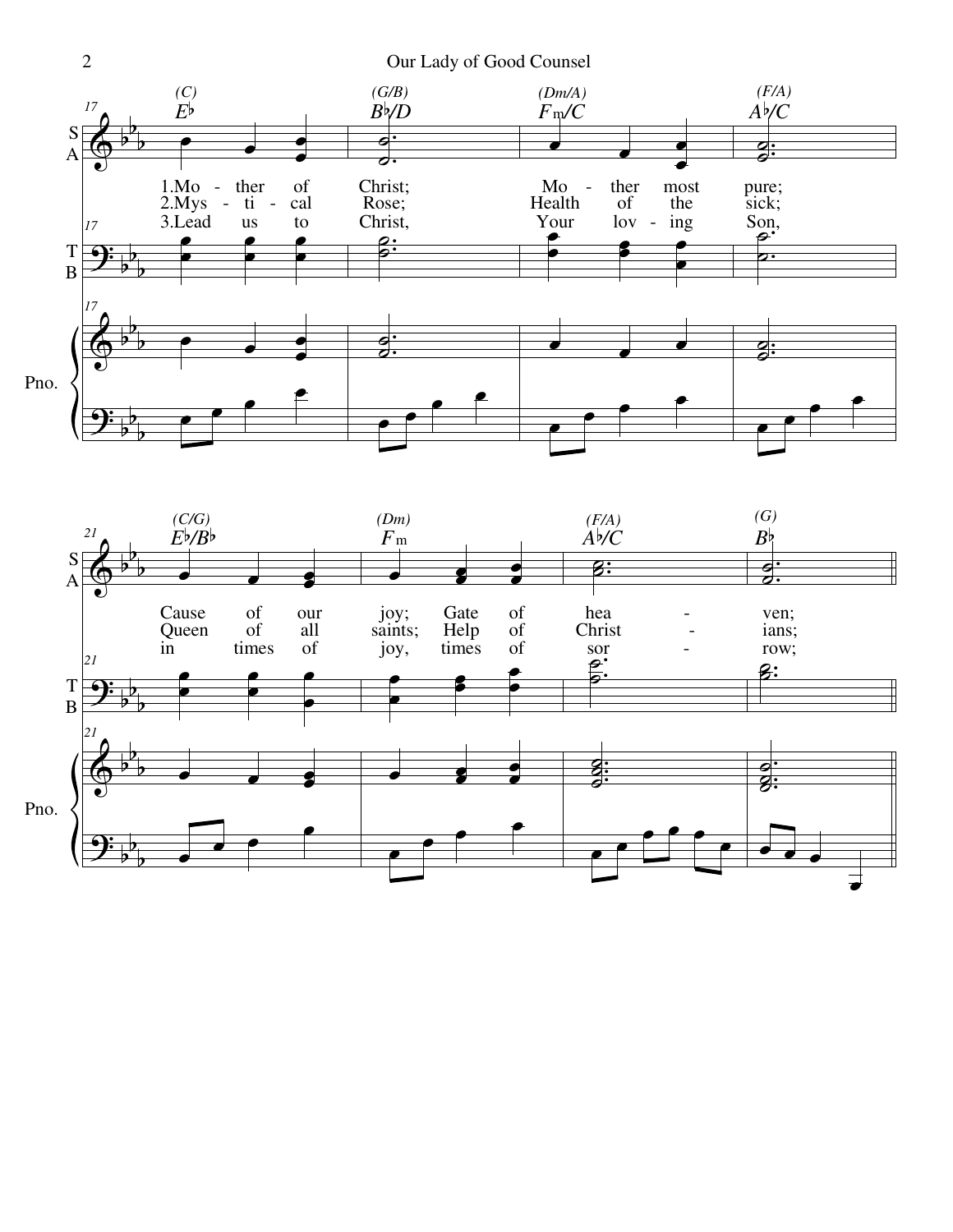1. Mo - ther of Christ; Mo - ther most pure;
Cause of our joy; Gate of hea - ven;

2. Mys - ti - cal Rose; Health of the sick;
Queen of all saints; Help of Christ - ians;

3. Lead us to Christ, Your lov - ing Son,
in times of joy, times of sor - row;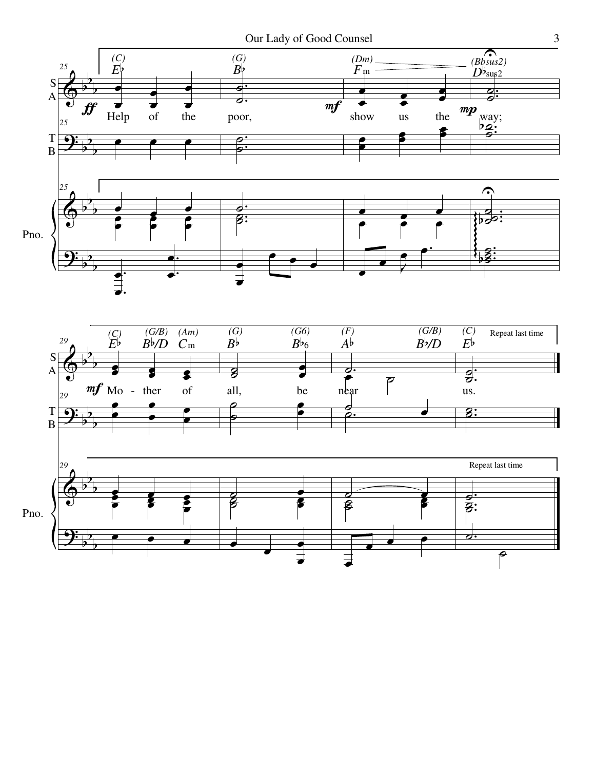Help of the poor, show us the way;

Mo - ther of all, be near us.

Repeat last time